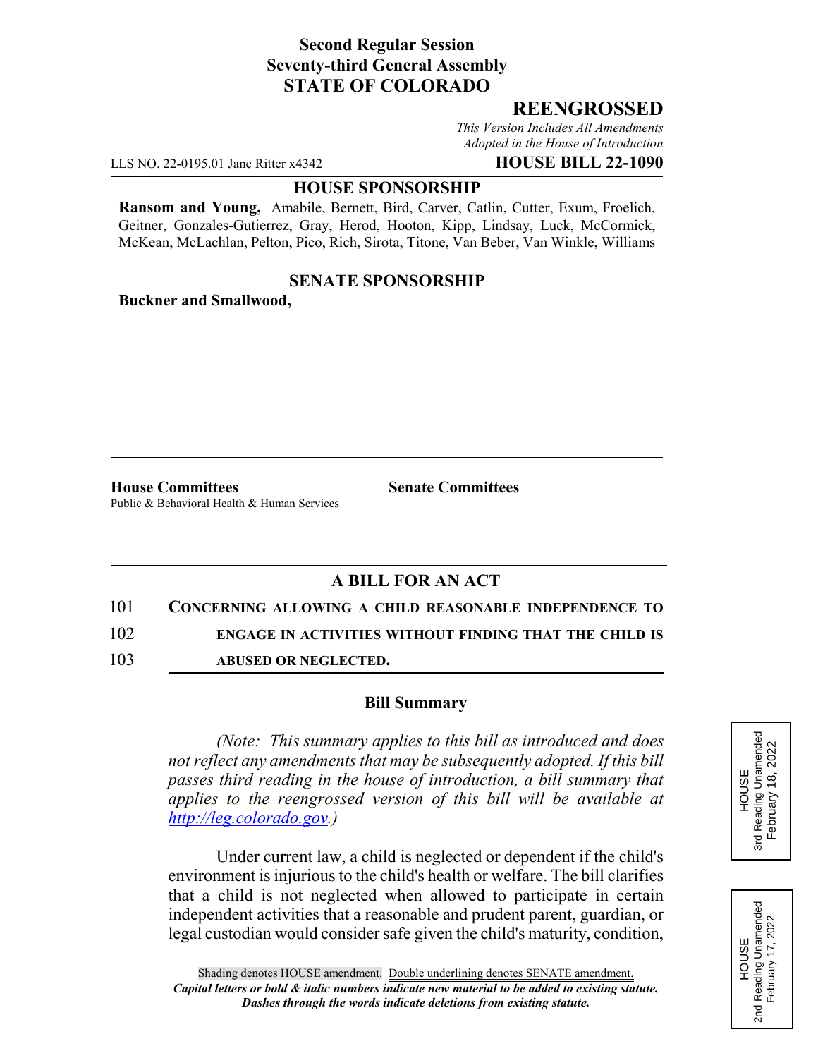**Second Regular Session**
**Seventy-third General Assembly**
**STATE OF COLORADO**

# REENGROSSED

*This Version Includes All Amendments Adopted in the House of Introduction*

LLS NO. 22-0195.01 Jane Ritter x4342 **HOUSE BILL 22-1090**

**HOUSE SPONSORSHIP**

**Ransom and Young,** Amabile, Bernett, Bird, Carver, Catlin, Cutter, Exum, Froelich, Geitner, Gonzales-Gutierrez, Gray, Herod, Hooton, Kipp, Lindsay, Luck, McCormick, McKean, McLachlan, Pelton, Pico, Rich, Sirota, Titone, Van Beber, Van Winkle, Williams

**SENATE SPONSORSHIP**

**Buckner and Smallwood,**

**House Committees**
Public & Behavioral Health & Human Services

**Senate Committees**

## A BILL FOR AN ACT

101 **CONCERNING ALLOWING A CHILD REASONABLE INDEPENDENCE TO**
102 **ENGAGE IN ACTIVITIES WITHOUT FINDING THAT THE CHILD IS**
103 **ABUSED OR NEGLECTED.**

### Bill Summary

*(Note: This summary applies to this bill as introduced and does not reflect any amendments that may be subsequently adopted. If this bill passes third reading in the house of introduction, a bill summary that applies to the reengrossed version of this bill will be available at http://leg.colorado.gov.)*

Under current law, a child is neglected or dependent if the child's environment is injurious to the child's health or welfare. The bill clarifies that a child is not neglected when allowed to participate in certain independent activities that a reasonable and prudent parent, guardian, or legal custodian would consider safe given the child's maturity, condition,

HOUSE
3rd Reading Unamended
February 18, 2022

HOUSE
2nd Reading Unamended
February 17, 2022

Shading denotes HOUSE amendment. Double underlining denotes SENATE amendment.
*Capital letters or bold & italic numbers indicate new material to be added to existing statute.*
*Dashes through the words indicate deletions from existing statute.*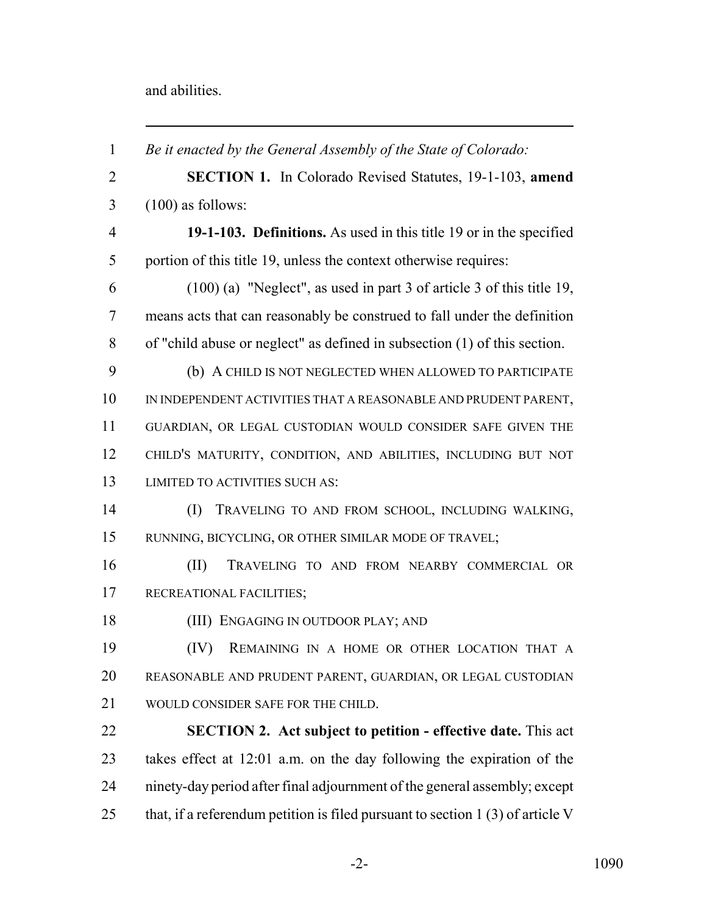and abilities.

---

*Be it enacted by the General Assembly of the State of Colorado:*

**SECTION 1.** In Colorado Revised Statutes, 19-1-103, **amend** (100) as follows:

**19-1-103. Definitions.** As used in this title 19 or in the specified portion of this title 19, unless the context otherwise requires:

(100) (a) "Neglect", as used in part 3 of article 3 of this title 19, means acts that can reasonably be construed to fall under the definition of "child abuse or neglect" as defined in subsection (1) of this section.

(b) A CHILD IS NOT NEGLECTED WHEN ALLOWED TO PARTICIPATE IN INDEPENDENT ACTIVITIES THAT A REASONABLE AND PRUDENT PARENT, GUARDIAN, OR LEGAL CUSTODIAN WOULD CONSIDER SAFE GIVEN THE CHILD'S MATURITY, CONDITION, AND ABILITIES, INCLUDING BUT NOT LIMITED TO ACTIVITIES SUCH AS:

(I) TRAVELING TO AND FROM SCHOOL, INCLUDING WALKING, RUNNING, BICYCLING, OR OTHER SIMILAR MODE OF TRAVEL;

(II) TRAVELING TO AND FROM NEARBY COMMERCIAL OR RECREATIONAL FACILITIES;

(III) ENGAGING IN OUTDOOR PLAY; AND

(IV) REMAINING IN A HOME OR OTHER LOCATION THAT A REASONABLE AND PRUDENT PARENT, GUARDIAN, OR LEGAL CUSTODIAN WOULD CONSIDER SAFE FOR THE CHILD.

**SECTION 2. Act subject to petition - effective date.** This act takes effect at 12:01 a.m. on the day following the expiration of the ninety-day period after final adjournment of the general assembly; except that, if a referendum petition is filed pursuant to section 1 (3) of article V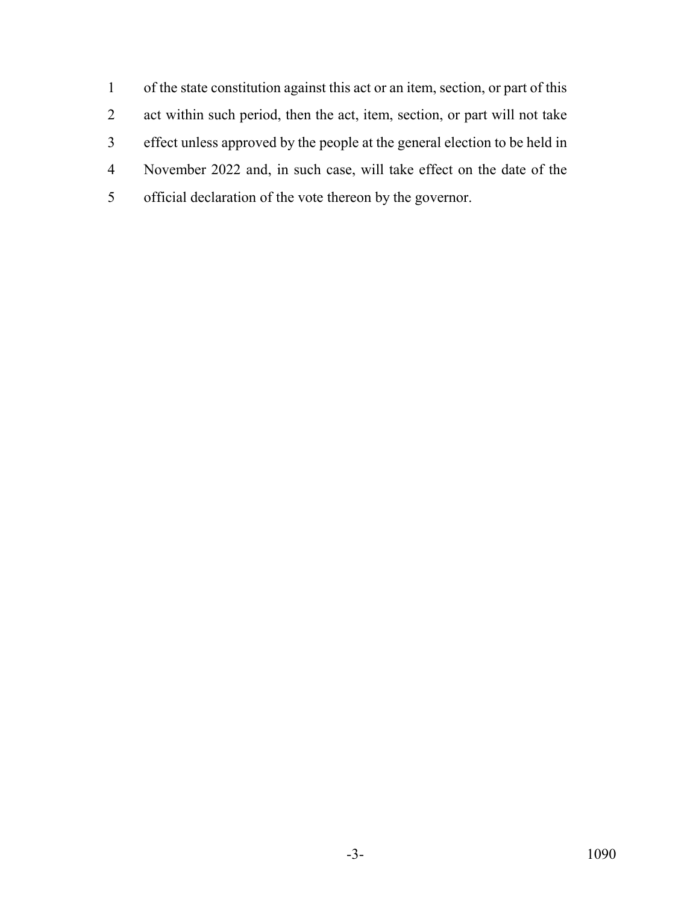of the state constitution against this act or an item, section, or part of this act within such period, then the act, item, section, or part will not take effect unless approved by the people at the general election to be held in November 2022 and, in such case, will take effect on the date of the official declaration of the vote thereon by the governor.